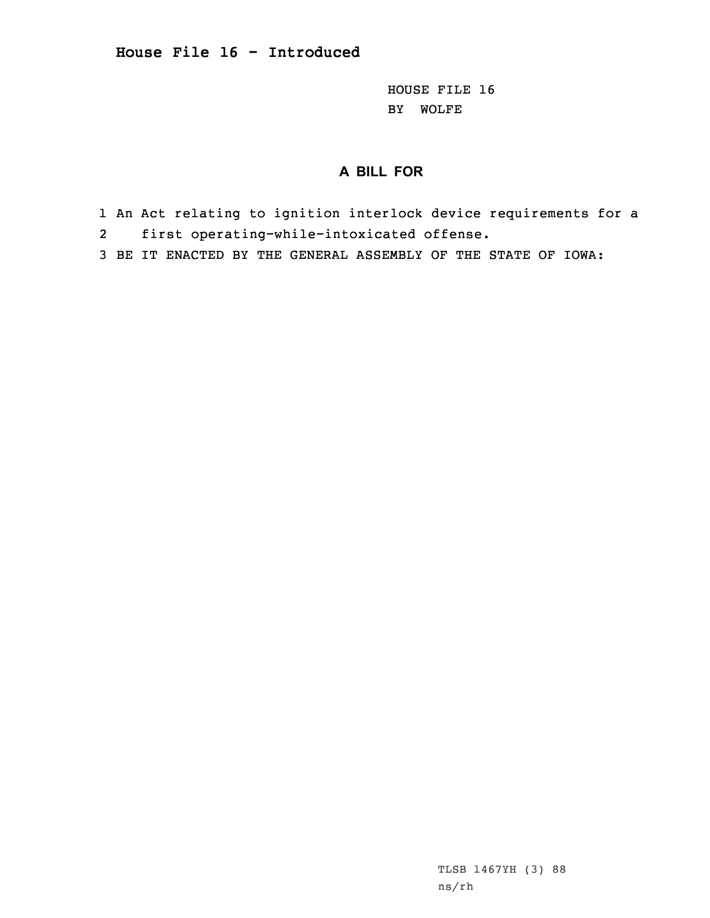## House File 16 - Introduced

HOUSE FILE 16
BY WOLFE

### A BILL FOR

1 An Act relating to ignition interlock device requirements for a
2 first operating-while-intoxicated offense.
3 BE IT ENACTED BY THE GENERAL ASSEMBLY OF THE STATE OF IOWA:

TLSB 1467YH (3) 88
ns/rh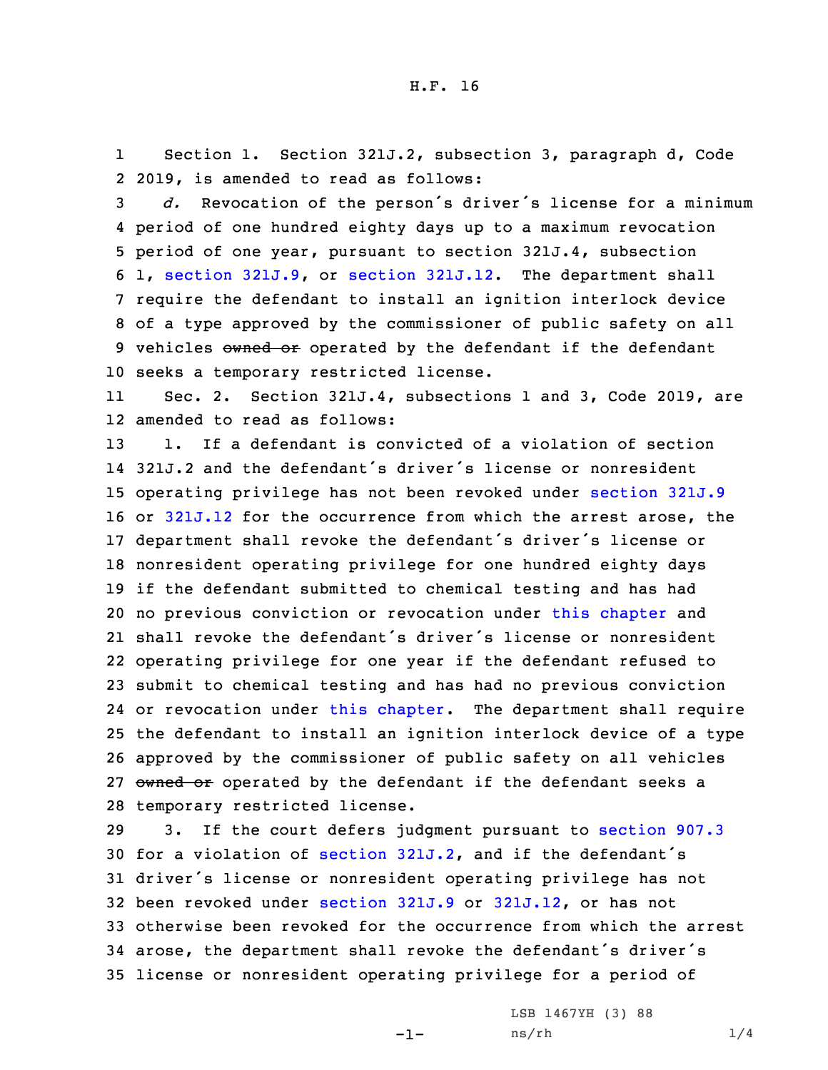Section 1. Section 321J.2, subsection 3, paragraph d, Code 2019, is amended to read as follows:

*d.* Revocation of the person's driver's license for a minimum period of one hundred eighty days up to a maximum revocation period of one year, pursuant to section 321J.4, subsection 1, section 321J.9, or section 321J.12. The department shall require the defendant to install an ignition interlock device of a type approved by the commissioner of public safety on all vehicles ~~owned or~~ operated by the defendant if the defendant seeks a temporary restricted license.

Sec. 2. Section 321J.4, subsections 1 and 3, Code 2019, are amended to read as follows:

1. If a defendant is convicted of a violation of section 321J.2 and the defendant's driver's license or nonresident operating privilege has not been revoked under section 321J.9 or 321J.12 for the occurrence from which the arrest arose, the department shall revoke the defendant's driver's license or nonresident operating privilege for one hundred eighty days if the defendant submitted to chemical testing and has had no previous conviction or revocation under this chapter and shall revoke the defendant's driver's license or nonresident operating privilege for one year if the defendant refused to submit to chemical testing and has had no previous conviction or revocation under this chapter. The department shall require the defendant to install an ignition interlock device of a type approved by the commissioner of public safety on all vehicles ~~owned or~~ operated by the defendant if the defendant seeks a temporary restricted license.

3. If the court defers judgment pursuant to section 907.3 for a violation of section 321J.2, and if the defendant's driver's license or nonresident operating privilege has not been revoked under section 321J.9 or 321J.12, or has not otherwise been revoked for the occurrence from which the arrest arose, the department shall revoke the defendant's driver's license or nonresident operating privilege for a period of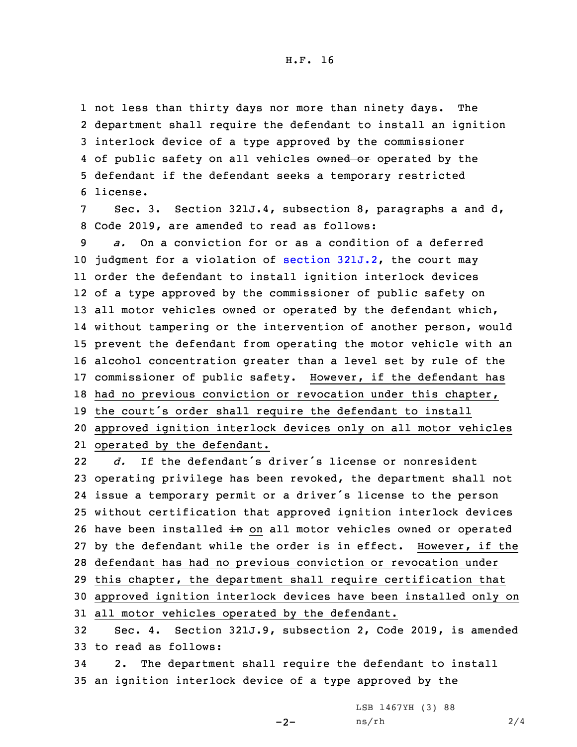not less than thirty days nor more than ninety days. The department shall require the defendant to install an ignition interlock device of a type approved by the commissioner of public safety on all vehicles ~~owned or~~ operated by the defendant if the defendant seeks a temporary restricted license.

Sec. 3. Section 321J.4, subsection 8, paragraphs a and d, Code 2019, are amended to read as follows:

*a.* On a conviction for or as a condition of a deferred judgment for a violation of section 321J.2, the court may order the defendant to install ignition interlock devices of a type approved by the commissioner of public safety on all motor vehicles owned or operated by the defendant which, without tampering or the intervention of another person, would prevent the defendant from operating the motor vehicle with an alcohol concentration greater than a level set by rule of the commissioner of public safety. <u>However, if the defendant has had no previous conviction or revocation under this chapter, the court's order shall require the defendant to install approved ignition interlock devices only on all motor vehicles operated by the defendant.</u>

*d.* If the defendant's driver's license or nonresident operating privilege has been revoked, the department shall not issue a temporary permit or a driver's license to the person without certification that approved ignition interlock devices have been installed ~~in~~ <u>on</u> all motor vehicles owned or operated by the defendant while the order is in effect. <u>However, if the defendant has had no previous conviction or revocation under this chapter, the department shall require certification that approved ignition interlock devices have been installed only on all motor vehicles operated by the defendant.</u>

Sec. 4. Section 321J.9, subsection 2, Code 2019, is amended to read as follows:

2. The department shall require the defendant to install an ignition interlock device of a type approved by the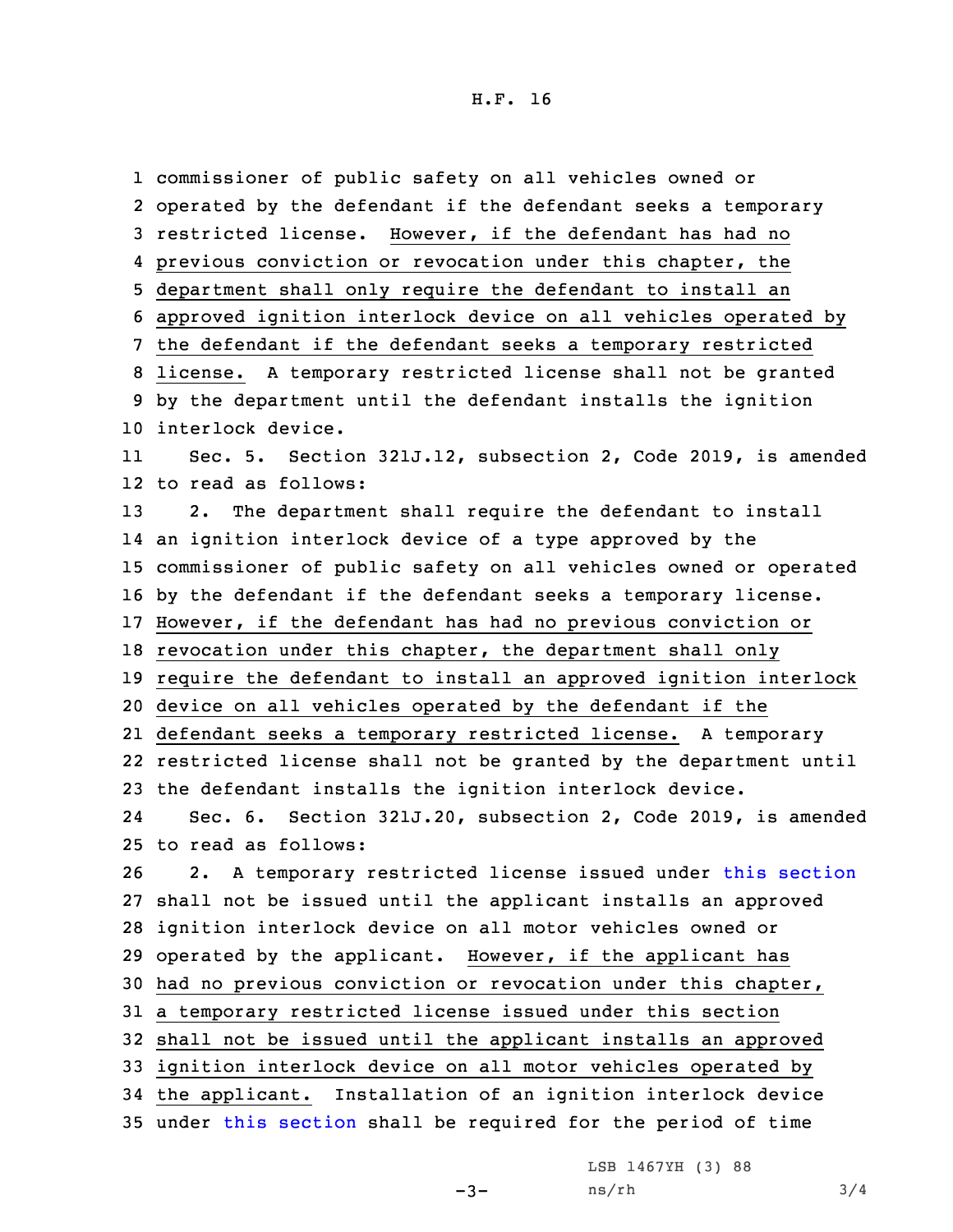commissioner of public safety on all vehicles owned or operated by the defendant if the defendant seeks a temporary restricted license. However, if the defendant has had no previous conviction or revocation under this chapter, the department shall only require the defendant to install an approved ignition interlock device on all vehicles operated by the defendant if the defendant seeks a temporary restricted license. A temporary restricted license shall not be granted by the department until the defendant installs the ignition interlock device.

Sec. 5. Section 321J.12, subsection 2, Code 2019, is amended to read as follows:

2. The department shall require the defendant to install an ignition interlock device of a type approved by the commissioner of public safety on all vehicles owned or operated by the defendant if the defendant seeks a temporary license. However, if the defendant has had no previous conviction or revocation under this chapter, the department shall only require the defendant to install an approved ignition interlock device on all vehicles operated by the defendant if the defendant seeks a temporary restricted license. A temporary restricted license shall not be granted by the department until the defendant installs the ignition interlock device.

Sec. 6. Section 321J.20, subsection 2, Code 2019, is amended to read as follows:

2. A temporary restricted license issued under this section shall not be issued until the applicant installs an approved ignition interlock device on all motor vehicles owned or operated by the applicant. However, if the applicant has had no previous conviction or revocation under this chapter, a temporary restricted license issued under this section shall not be issued until the applicant installs an approved ignition interlock device on all motor vehicles operated by the applicant. Installation of an ignition interlock device under this section shall be required for the period of time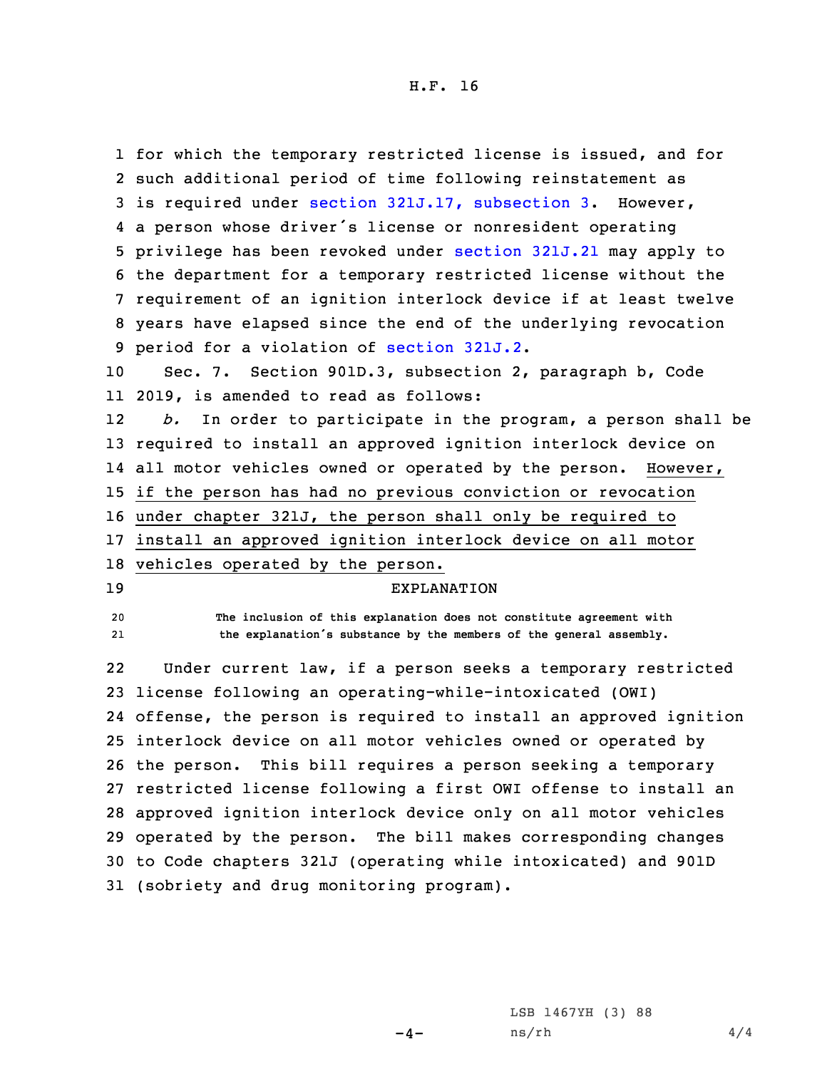for which the temporary restricted license is issued, and for such additional period of time following reinstatement as is required under section 321J.17, subsection 3. However, a person whose driver's license or nonresident operating privilege has been revoked under section 321J.21 may apply to the department for a temporary restricted license without the requirement of an ignition interlock device if at least twelve years have elapsed since the end of the underlying revocation period for a violation of section 321J.2.

Sec. 7. Section 901D.3, subsection 2, paragraph b, Code 2019, is amended to read as follows:

*b.* In order to participate in the program, a person shall be required to install an approved ignition interlock device on all motor vehicles owned or operated by the person. However, if the person has had no previous conviction or revocation under chapter 321J, the person shall only be required to install an approved ignition interlock device on all motor vehicles operated by the person.

EXPLANATION

**The inclusion of this explanation does not constitute agreement with the explanation's substance by the members of the general assembly.**

Under current law, if a person seeks a temporary restricted license following an operating-while-intoxicated (OWI) offense, the person is required to install an approved ignition interlock device on all motor vehicles owned or operated by the person. This bill requires a person seeking a temporary restricted license following a first OWI offense to install an approved ignition interlock device only on all motor vehicles operated by the person. The bill makes corresponding changes to Code chapters 321J (operating while intoxicated) and 901D (sobriety and drug monitoring program).

LSB 1467YH (3) 88
ns/rh